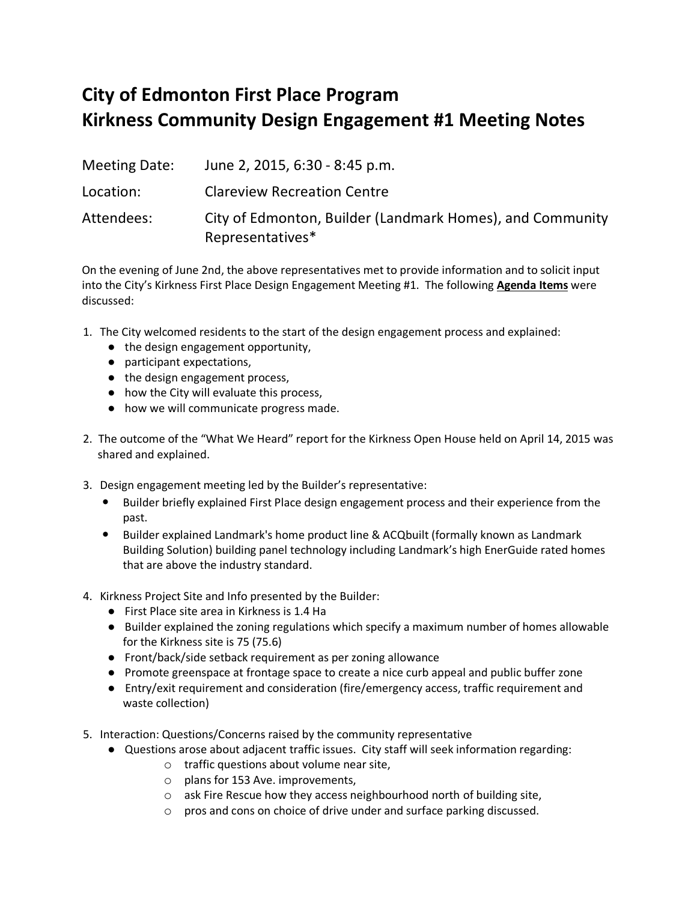# City of Edmonton First Place Program
# Kirkness Community Design Engagement #1 Meeting Notes

Meeting Date: June 2, 2015, 6:30 - 8:45 p.m.

Location: Clareview Recreation Centre

Attendees: City of Edmonton, Builder (Landmark Homes), and Community Representatives*

On the evening of June 2nd, the above representatives met to provide information and to solicit input into the City's Kirkness First Place Design Engagement Meeting #1. The following **Agenda Items** were discussed:

1. The City welcomed residents to the start of the design engagement process and explained:
   - the design engagement opportunity,
   - participant expectations,
   - the design engagement process,
   - how the City will evaluate this process,
   - how we will communicate progress made.

2. The outcome of the "What We Heard" report for the Kirkness Open House held on April 14, 2015 was shared and explained.

3. Design engagement meeting led by the Builder's representative:
   - Builder briefly explained First Place design engagement process and their experience from the past.
   - Builder explained Landmark's home product line & ACQbuilt (formally known as Landmark Building Solution) building panel technology including Landmark's high EnerGuide rated homes that are above the industry standard.

4. Kirkness Project Site and Info presented by the Builder:
   - First Place site area in Kirkness is 1.4 Ha
   - Builder explained the zoning regulations which specify a maximum number of homes allowable for the Kirkness site is 75 (75.6)
   - Front/back/side setback requirement as per zoning allowance
   - Promote greenspace at frontage space to create a nice curb appeal and public buffer zone
   - Entry/exit requirement and consideration (fire/emergency access, traffic requirement and waste collection)

5. Interaction: Questions/Concerns raised by the community representative
   - Questions arose about adjacent traffic issues. City staff will seek information regarding:
     - traffic questions about volume near site,
     - plans for 153 Ave. improvements,
     - ask Fire Rescue how they access neighbourhood north of building site,
     - pros and cons on choice of drive under and surface parking discussed.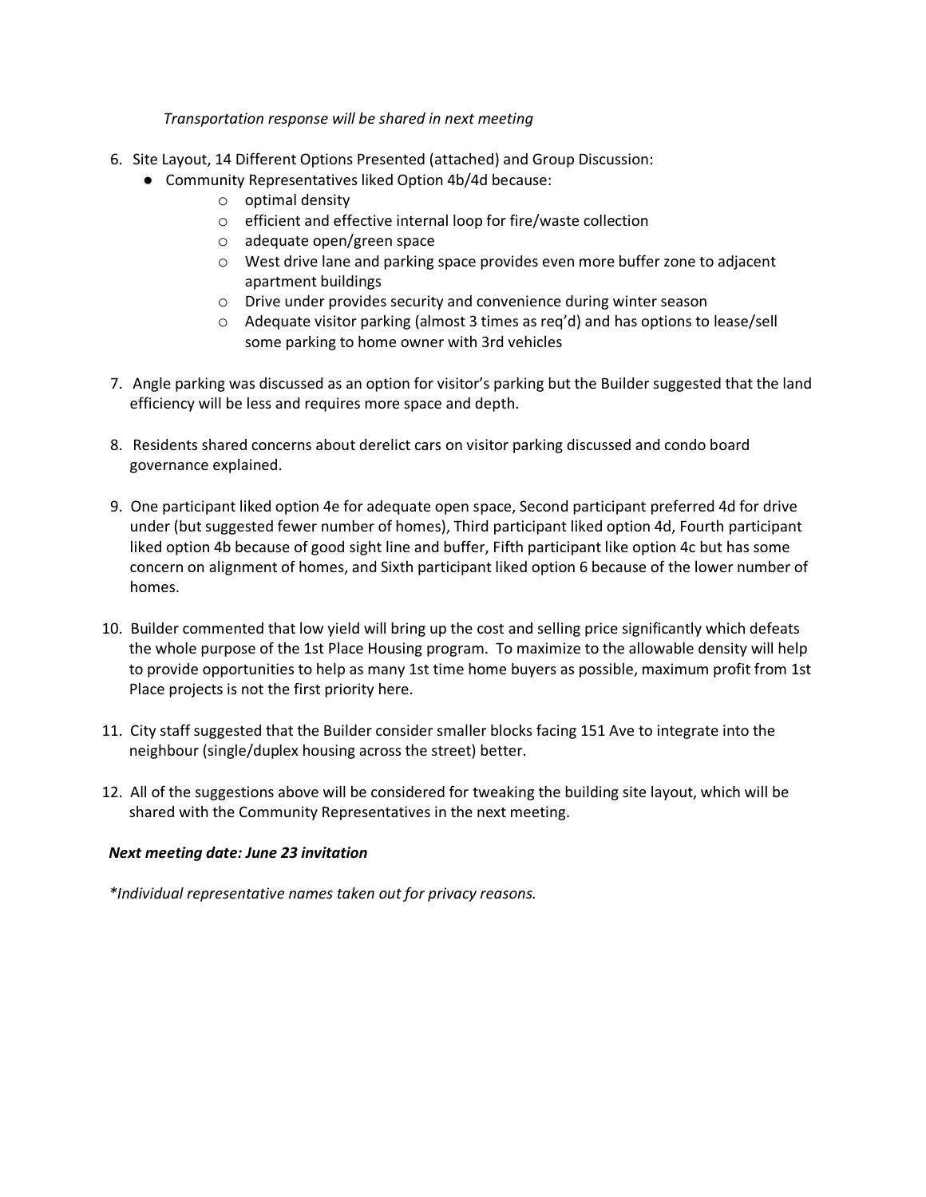*Transportation response will be shared in next meeting*

6. Site Layout, 14 Different Options Presented (attached) and Group Discussion:
   - Community Representatives liked Option 4b/4d because:
     - optimal density
     - efficient and effective internal loop for fire/waste collection
     - adequate open/green space
     - West drive lane and parking space provides even more buffer zone to adjacent apartment buildings
     - Drive under provides security and convenience during winter season
     - Adequate visitor parking (almost 3 times as req'd) and has options to lease/sell some parking to home owner with 3rd vehicles

7. Angle parking was discussed as an option for visitor's parking but the Builder suggested that the land efficiency will be less and requires more space and depth.

8. Residents shared concerns about derelict cars on visitor parking discussed and condo board governance explained.

9. One participant liked option 4e for adequate open space, Second participant preferred 4d for drive under (but suggested fewer number of homes), Third participant liked option 4d, Fourth participant liked option 4b because of good sight line and buffer, Fifth participant like option 4c but has some concern on alignment of homes, and Sixth participant liked option 6 because of the lower number of homes.

10. Builder commented that low yield will bring up the cost and selling price significantly which defeats the whole purpose of the 1st Place Housing program. To maximize to the allowable density will help to provide opportunities to help as many 1st time home buyers as possible, maximum profit from 1st Place projects is not the first priority here.

11. City staff suggested that the Builder consider smaller blocks facing 151 Ave to integrate into the neighbour (single/duplex housing across the street) better.

12. All of the suggestions above will be considered for tweaking the building site layout, which will be shared with the Community Representatives in the next meeting.

***Next meeting date: June 23 invitation***

*\*Individual representative names taken out for privacy reasons.*